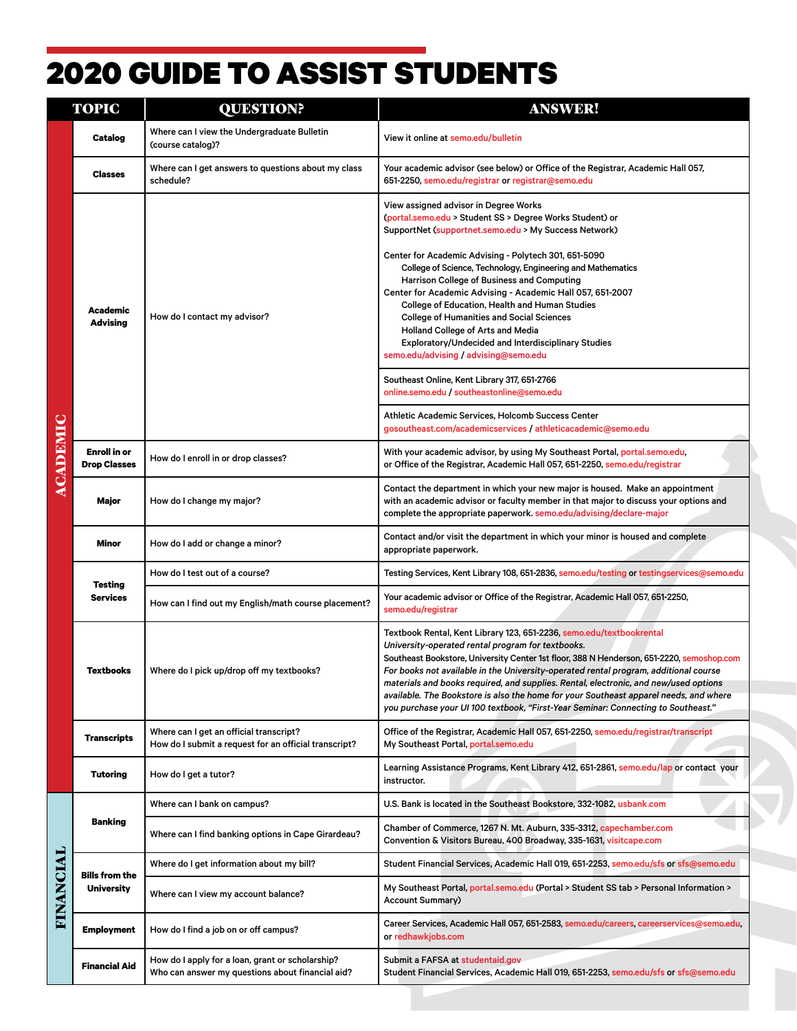# 2020 GUIDE TO ASSIST STUDENTS

| | TOPIC | QUESTION? | ANSWER! |
|---|---|---|---|
| ACADEMIC | **Catalog** | Where can I view the Undergraduate Bulletin (course catalog)? | View it online at semo.edu/bulletin |
| | **Classes** | Where can I get answers to questions about my class schedule? | Your academic advisor (see below) or Office of the Registrar, Academic Hall 057, 651-2250, semo.edu/registrar or registrar@semo.edu |
| | **Academic Advising** | How do I contact my advisor? | View assigned advisor in Degree Works (portal.semo.edu > Student SS > Degree Works Student) or SupportNet (supportnet.semo.edu > My Success Network)<br><br>Center for Academic Advising - Polytech 301, 651-5090<br>College of Science, Technology, Engineering and Mathematics<br>Harrison College of Business and Computing<br>Center for Academic Advising - Academic Hall 057, 651-2007<br>College of Education, Health and Human Studies<br>College of Humanities and Social Sciences<br>Holland College of Arts and Media<br>Exploratory/Undecided and Interdisciplinary Studies<br>semo.edu/advising / advising@semo.edu |
| | | | Southeast Online, Kent Library 317, 651-2766<br>online.semo.edu / southeastonline@semo.edu |
| | | | Athletic Academic Services, Holcomb Success Center<br>gosoutheast.com/academicservices / athleticacademic@semo.edu |
| | **Enroll in or Drop Classes** | How do I enroll in or drop classes? | With your academic advisor, by using My Southeast Portal, portal.semo.edu, or Office of the Registrar, Academic Hall 057, 651-2250, semo.edu/registrar |
| | **Major** | How do I change my major? | Contact the department in which your new major is housed. Make an appointment with an academic advisor or faculty member in that major to discuss your options and complete the appropriate paperwork. semo.edu/advising/declare-major |
| | **Minor** | How do I add or change a minor? | Contact and/or visit the department in which your minor is housed and complete appropriate paperwork. |
| | **Testing Services** | How do I test out of a course? | Testing Services, Kent Library 108, 651-2836, semo.edu/testing or testingservices@semo.edu |
| | | How can I find out my English/math course placement? | Your academic advisor or Office of the Registrar, Academic Hall 057, 651-2250, semo.edu/registrar |
| | **Textbooks** | Where do I pick up/drop off my textbooks? | Textbook Rental, Kent Library 123, 651-2236, semo.edu/textbookrental<br>*University-operated rental program for textbooks.*<br>Southeast Bookstore, University Center 1st floor, 388 N Henderson, 651-2220, semoshop.com<br>*For books not available in the University-operated rental program, additional course materials and books required, and supplies. Rental, electronic, and new/used options available. The Bookstore is also the home for your Southeast apparel needs, and where you purchase your UI 100 textbook, "First-Year Seminar: Connecting to Southeast."* |
| | **Transcripts** | Where can I get an official transcript?<br>How do I submit a request for an official transcript? | Office of the Registrar, Academic Hall 057, 651-2250, semo.edu/registrar/transcript<br>My Southeast Portal, portal.semo.edu |
| | **Tutoring** | How do I get a tutor? | Learning Assistance Programs, Kent Library 412, 651-2861, semo.edu/lap or contact your instructor. |
| FINANCIAL | **Banking** | Where can I bank on campus? | U.S. Bank is located in the Southeast Bookstore, 332-1082, usbank.com |
| | | Where can I find banking options in Cape Girardeau? | Chamber of Commerce, 1267 N. Mt. Auburn, 335-3312, capechamber.com<br>Convention & Visitors Bureau, 400 Broadway, 335-1631, visitcape.com |
| | **Bills from the University** | Where do I get information about my bill? | Student Financial Services, Academic Hall 019, 651-2253, semo.edu/sfs or sfs@semo.edu |
| | | Where can I view my account balance? | My Southeast Portal, portal.semo.edu (Portal > Student SS tab > Personal Information > Account Summary) |
| | **Employment** | How do I find a job on or off campus? | Career Services, Academic Hall 057, 651-2583, semo.edu/careers, careerservices@semo.edu, or redhawkjobs.com |
| | **Financial Aid** | How do I apply for a loan, grant or scholarship?<br>Who can answer my questions about financial aid? | Submit a FAFSA at studentaid.gov<br>Student Financial Services, Academic Hall 019, 651-2253, semo.edu/sfs or sfs@semo.edu |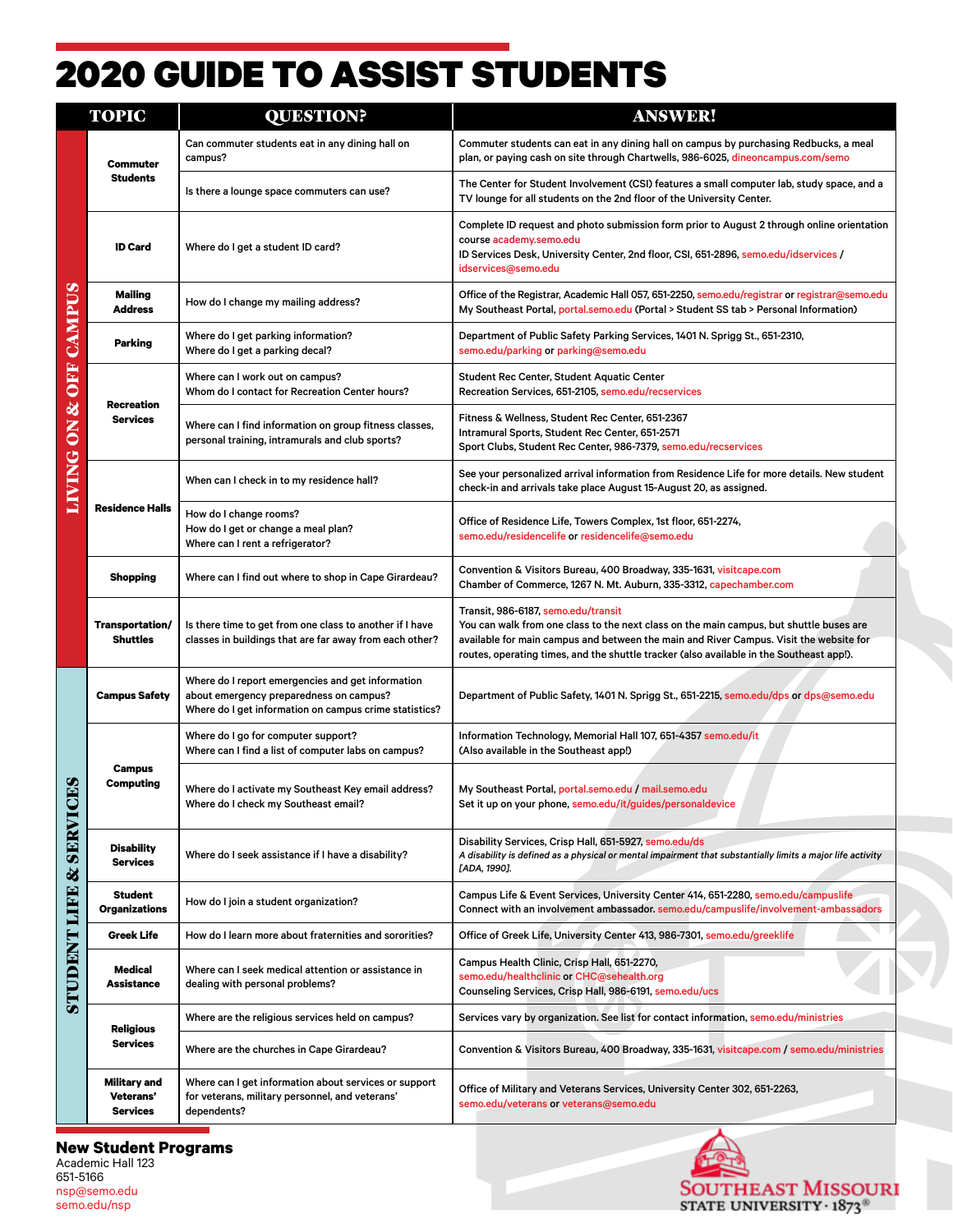# 2020 GUIDE TO ASSIST STUDENTS

| | TOPIC | QUESTION? | ANSWER! |
|---|---|---|---|
| LIVING ON & OFF CAMPUS | Commuter Students | Can commuter students eat in any dining hall on campus? | Commuter students can eat in any dining hall on campus by purchasing Redbucks, a meal plan, or paying cash on site through Chartwells, 986-6025, dineoncampus.com/semo |
| | | Is there a lounge space commuters can use? | The Center for Student Involvement (CSI) features a small computer lab, study space, and a TV lounge for all students on the 2nd floor of the University Center. |
| | ID Card | Where do I get a student ID card? | Complete ID request and photo submission form prior to August 2 through online orientation course academy.semo.edu<br>ID Services Desk, University Center, 2nd floor, CSI, 651-2896, semo.edu/idservices / idservices@semo.edu |
| | Mailing Address | How do I change my mailing address? | Office of the Registrar, Academic Hall 057, 651-2250, semo.edu/registrar or registrar@semo.edu<br>My Southeast Portal, portal.semo.edu (Portal > Student SS tab > Personal Information) |
| | Parking | Where do I get parking information?<br>Where do I get a parking decal? | Department of Public Safety Parking Services, 1401 N. Sprigg St., 651-2310, semo.edu/parking or parking@semo.edu |
| | Recreation Services | Where can I work out on campus?<br>Whom do I contact for Recreation Center hours? | Student Rec Center, Student Aquatic Center<br>Recreation Services, 651-2105, semo.edu/recservices |
| | | Where can I find information on group fitness classes, personal training, intramurals and club sports? | Fitness & Wellness, Student Rec Center, 651-2367<br>Intramural Sports, Student Rec Center, 651-2571<br>Sport Clubs, Student Rec Center, 986-7379, semo.edu/recservices |
| | Residence Halls | When can I check in to my residence hall? | See your personalized arrival information from Residence Life for more details. New student check-in and arrivals take place August 15-August 20, as assigned. |
| | | How do I change rooms?<br>How do I get or change a meal plan?<br>Where can I rent a refrigerator? | Office of Residence Life, Towers Complex, 1st floor, 651-2274, semo.edu/residencelife or residencelife@semo.edu |
| | Shopping | Where can I find out where to shop in Cape Girardeau? | Convention & Visitors Bureau, 400 Broadway, 335-1631, visitcape.com<br>Chamber of Commerce, 1267 N. Mt. Auburn, 335-3312, capechamber.com |
| | Transportation/ Shuttles | Is there time to get from one class to another if I have classes in buildings that are far away from each other? | Transit, 986-6187, semo.edu/transit<br>You can walk from one class to the next class on the main campus, but shuttle buses are available for main campus and between the main and River Campus. Visit the website for routes, operating times, and the shuttle tracker (also available in the Southeast app!). |
| STUDENT LIFE & SERVICES | Campus Safety | Where do I report emergencies and get information about emergency preparedness on campus?<br>Where do I get information on campus crime statistics? | Department of Public Safety, 1401 N. Sprigg St., 651-2215, semo.edu/dps or dps@semo.edu |
| | Campus Computing | Where do I go for computer support?<br>Where can I find a list of computer labs on campus? | Information Technology, Memorial Hall 107, 651-4357 semo.edu/it<br>(Also available in the Southeast app!) |
| | | Where do I activate my Southeast Key email address?<br>Where do I check my Southeast email? | My Southeast Portal, portal.semo.edu / mail.semo.edu<br>Set it up on your phone, semo.edu/it/guides/personaldevice |
| | Disability Services | Where do I seek assistance if I have a disability? | Disability Services, Crisp Hall, 651-5927, semo.edu/ds<br>*A disability is defined as a physical or mental impairment that substantially limits a major life activity [ADA, 1990].* |
| | Student Organizations | How do I join a student organization? | Campus Life & Event Services, University Center 414, 651-2280, semo.edu/campuslife<br>Connect with an involvement ambassador. semo.edu/campuslife/involvement-ambassadors |
| | Greek Life | How do I learn more about fraternities and sororities? | Office of Greek Life, University Center 413, 986-7301, semo.edu/greeklife |
| | Medical Assistance | Where can I seek medical attention or assistance in dealing with personal problems? | Campus Health Clinic, Crisp Hall, 651-2270, semo.edu/healthclinic or CHC@sehealth.org<br>Counseling Services, Crisp Hall, 986-6191, semo.edu/ucs |
| | Religious Services | Where are the religious services held on campus? | Services vary by organization. See list for contact information, semo.edu/ministries |
| | | Where are the churches in Cape Girardeau? | Convention & Visitors Bureau, 400 Broadway, 335-1631, visitcape.com / semo.edu/ministries |
| | Military and Veterans' Services | Where can I get information about services or support for veterans, military personnel, and veterans' dependents? | Office of Military and Veterans Services, University Center 302, 651-2263, semo.edu/veterans or veterans@semo.edu |

**New Student Programs**
Academic Hall 123
651-5166
nsp@semo.edu
semo.edu/nsp

SOUTHEAST MISSOURI STATE UNIVERSITY · 1873®